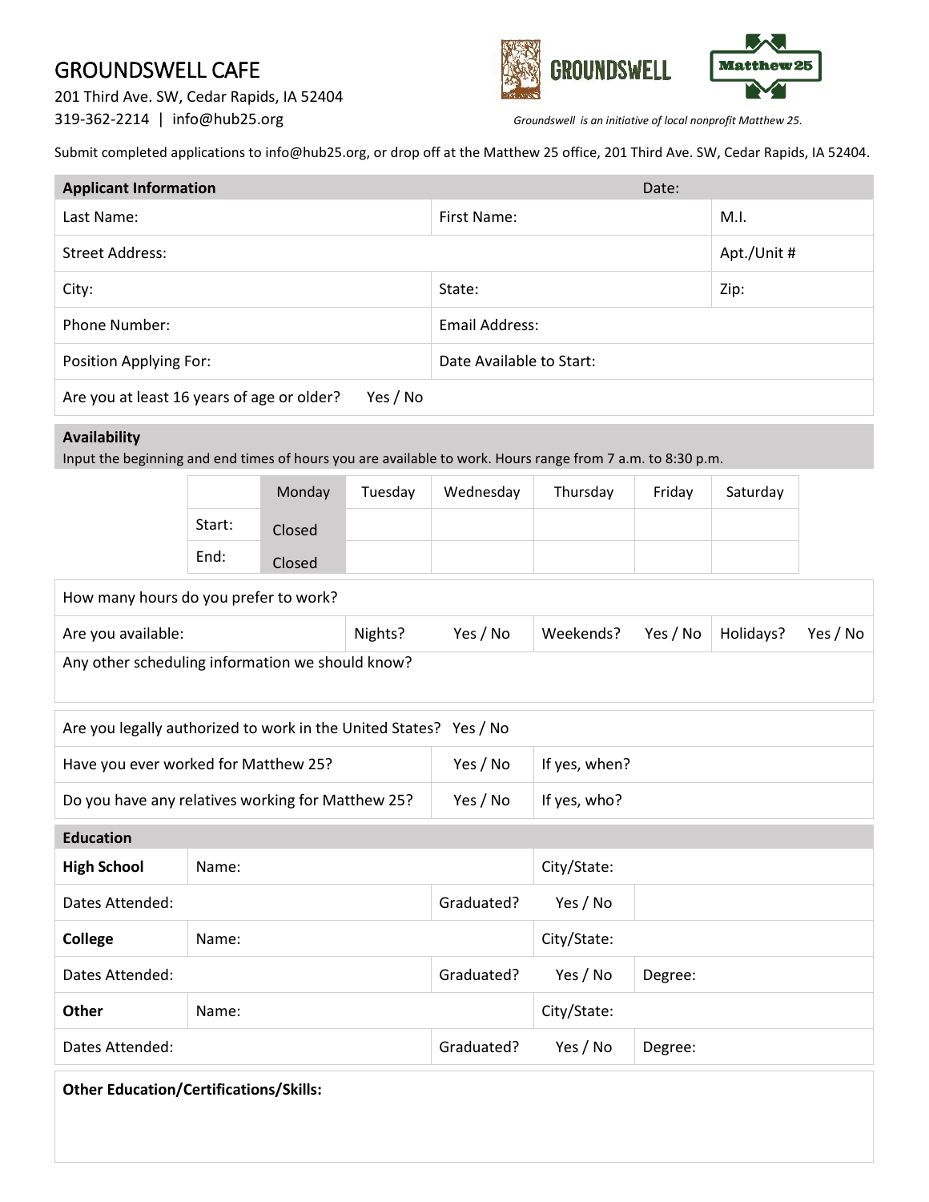# GROUNDSWELL CAFE

201 Third Ave. SW, Cedar Rapids, IA 52404
319-362-2214 | info@hub25.org

GROUNDSWELL Matthew25

*Groundswell is an initiative of local nonprofit Matthew 25.*

Submit completed applications to info@hub25.org, or drop off at the Matthew 25 office, 201 Third Ave. SW, Cedar Rapids, IA 52404.

| **Applicant Information** | Date: | |
|---|---|---|
| Last Name: | First Name: | M.I. |
| Street Address: | | Apt./Unit # |
| City: | State: | Zip: |
| Phone Number: | Email Address: | |
| Position Applying For: | Date Available to Start: | |
| Are you at least 16 years of age or older? Yes / No | | |

**Availability**
Input the beginning and end times of hours you are available to work. Hours range from 7 a.m. to 8:30 p.m.

| | Monday | Tuesday | Wednesday | Thursday | Friday | Saturday |
|---|---|---|---|---|---|---|
| Start: | Closed | | | | | |
| End: | Closed | | | | | |

| | | | | | | |
|---|---|---|---|---|---|---|
| How many hours do you prefer to work? | | | | | | |
| Are you available: | Nights? | Yes / No | Weekends? | Yes / No | Holidays? | Yes / No |
| Any other scheduling information we should know? | | | | | | |

| | | |
|---|---|---|
| Are you legally authorized to work in the United States? Yes / No | | |
| Have you ever worked for Matthew 25? | Yes / No | If yes, when? |
| Do you have any relatives working for Matthew 25? | Yes / No | If yes, who? |

| **Education** | | | | |
|---|---|---|---|---|
| **High School** | Name: | | City/State: | |
| Dates Attended: | | Graduated? | Yes / No | |
| **College** | Name: | | City/State: | |
| Dates Attended: | | Graduated? | Yes / No | Degree: |
| **Other** | Name: | | City/State: | |
| Dates Attended: | | Graduated? | Yes / No | Degree: |

**Other Education/Certifications/Skills:**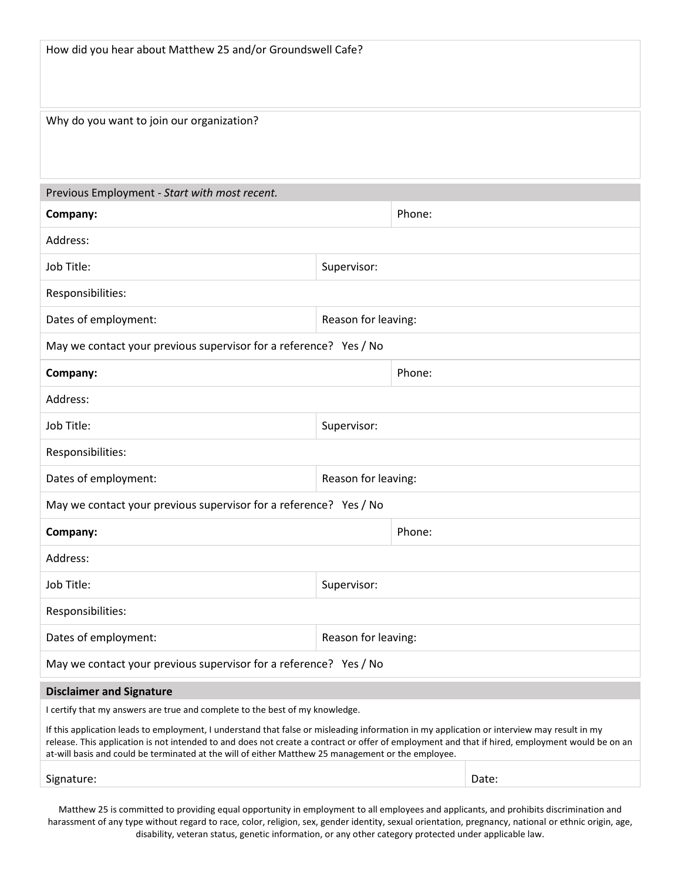How did you hear about Matthew 25 and/or Groundswell Cafe?

Why do you want to join our organization?

## Previous Employment - *Start with most recent.*

| | |
|---|---|
| **Company:** | Phone: |
| Address: | |
| Job Title: | Supervisor: |
| Responsibilities: | |
| Dates of employment: | Reason for leaving: |
| May we contact your previous supervisor for a reference? Yes / No | |
| **Company:** | Phone: |
| Address: | |
| Job Title: | Supervisor: |
| Responsibilities: | |
| Dates of employment: | Reason for leaving: |
| May we contact your previous supervisor for a reference? Yes / No | |
| **Company:** | Phone: |
| Address: | |
| Job Title: | Supervisor: |
| Responsibilities: | |
| Dates of employment: | Reason for leaving: |
| May we contact your previous supervisor for a reference? Yes / No | |

## Disclaimer and Signature

I certify that my answers are true and complete to the best of my knowledge.

If this application leads to employment, I understand that false or misleading information in my application or interview may result in my release. This application is not intended to and does not create a contract or offer of employment and that if hired, employment would be on an at-will basis and could be terminated at the will of either Matthew 25 management or the employee.

| | |
|---|---|
| Signature: | Date: |

Matthew 25 is committed to providing equal opportunity in employment to all employees and applicants, and prohibits discrimination and harassment of any type without regard to race, color, religion, sex, gender identity, sexual orientation, pregnancy, national or ethnic origin, age, disability, veteran status, genetic information, or any other category protected under applicable law.